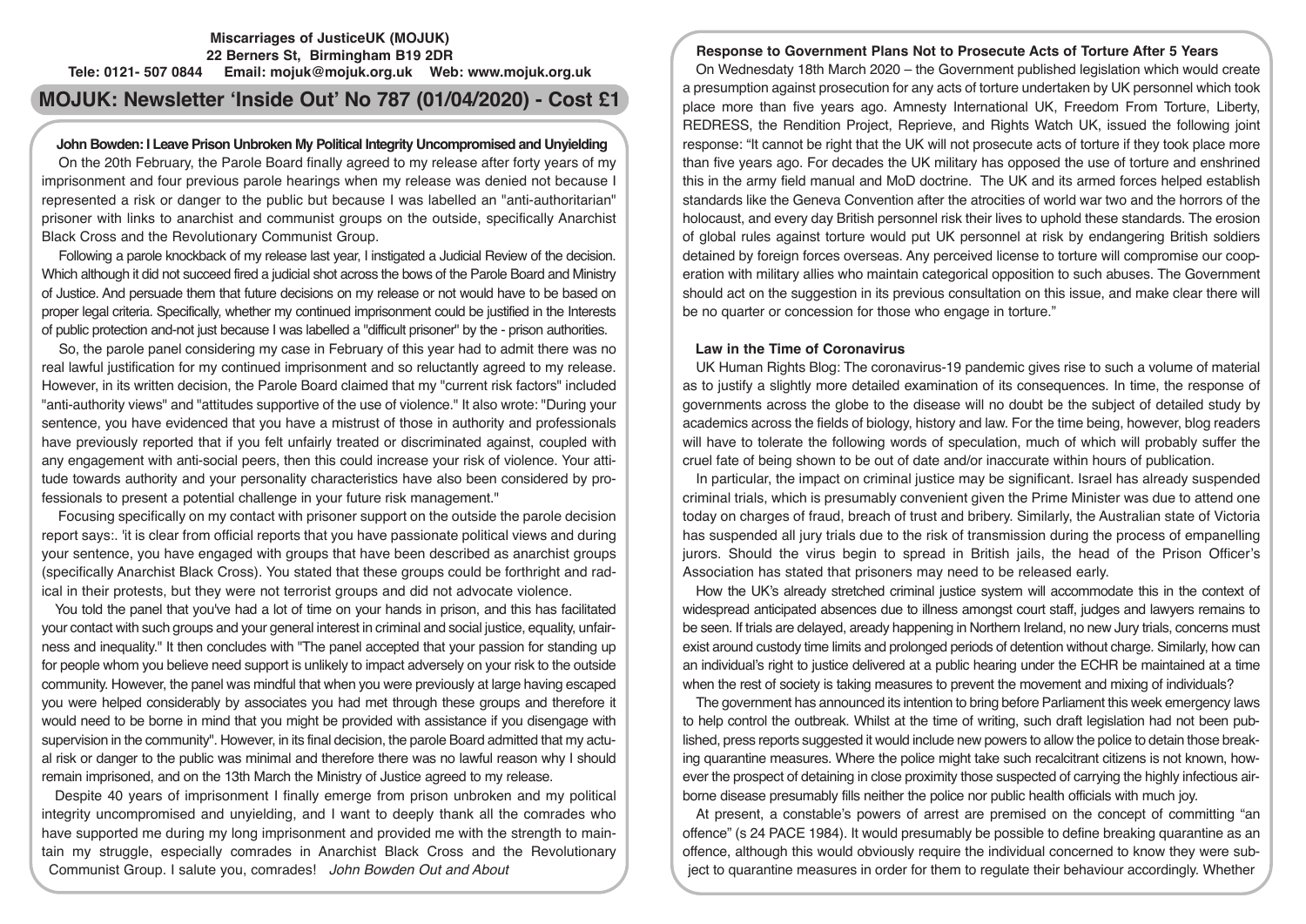**Miscarriages of JusticeUK (MOJUK)**
**22 Berners St, Birmingham B19 2DR**
**Tele: 0121- 507 0844 Email: mojuk@mojuk.org.uk Web: www.mojuk.org.uk**

# MOJUK: Newsletter 'Inside Out' No 787 (01/04/2020) - Cost £1

## John Bowden: I Leave Prison Unbroken My Political Integrity Uncompromised and Unyielding

On the 20th February, the Parole Board finally agreed to my release after forty years of my imprisonment and four previous parole hearings when my release was denied not because I represented a risk or danger to the public but because I was labelled an "anti-authoritarian" prisoner with links to anarchist and communist groups on the outside, specifically Anarchist Black Cross and the Revolutionary Communist Group.

Following a parole knockback of my release last year, I instigated a Judicial Review of the decision. Which although it did not succeed fired a judicial shot across the bows of the Parole Board and Ministry of Justice. And persuade them that future decisions on my release or not would have to be based on proper legal criteria. Specifically, whether my continued imprisonment could be justified in the Interests of public protection and-not just because I was labelled a "difficult prisoner" by the - prison authorities.

So, the parole panel considering my case in February of this year had to admit there was no real lawful justification for my continued imprisonment and so reluctantly agreed to my release. However, in its written decision, the Parole Board claimed that my "current risk factors" included "anti-authority views" and "attitudes supportive of the use of violence." It also wrote: "During your sentence, you have evidenced that you have a mistrust of those in authority and professionals have previously reported that if you felt unfairly treated or discriminated against, coupled with any engagement with anti-social peers, then this could increase your risk of violence. Your attitude towards authority and your personality characteristics have also been considered by professionals to present a potential challenge in your future risk management."

Focusing specifically on my contact with prisoner support on the outside the parole decision report says:. 'it is clear from official reports that you have passionate political views and during your sentence, you have engaged with groups that have been described as anarchist groups (specifically Anarchist Black Cross). You stated that these groups could be forthright and radical in their protests, but they were not terrorist groups and did not advocate violence.

You told the panel that you've had a lot of time on your hands in prison, and this has facilitated your contact with such groups and your general interest in criminal and social justice, equality, unfairness and inequality." It then concludes with "The panel accepted that your passion for standing up for people whom you believe need support is unlikely to impact adversely on your risk to the outside community. However, the panel was mindful that when you were previously at large having escaped you were helped considerably by associates you had met through these groups and therefore it would need to be borne in mind that you might be provided with assistance if you disengage with supervision in the community". However, in its final decision, the parole Board admitted that my actual risk or danger to the public was minimal and therefore there was no lawful reason why I should remain imprisoned, and on the 13th March the Ministry of Justice agreed to my release.

Despite 40 years of imprisonment I finally emerge from prison unbroken and my political integrity uncompromised and unyielding, and I want to deeply thank all the comrades who have supported me during my long imprisonment and provided me with the strength to maintain my struggle, especially comrades in Anarchist Black Cross and the Revolutionary Communist Group. I salute you, comrades! *John Bowden Out and About*

## Response to Government Plans Not to Prosecute Acts of Torture After 5 Years

On Wednesdaty 18th March 2020 – the Government published legislation which would create a presumption against prosecution for any acts of torture undertaken by UK personnel which took place more than five years ago. Amnesty International UK, Freedom From Torture, Liberty, REDRESS, the Rendition Project, Reprieve, and Rights Watch UK, issued the following joint response: "It cannot be right that the UK will not prosecute acts of torture if they took place more than five years ago. For decades the UK military has opposed the use of torture and enshrined this in the army field manual and MoD doctrine. The UK and its armed forces helped establish standards like the Geneva Convention after the atrocities of world war two and the horrors of the holocaust, and every day British personnel risk their lives to uphold these standards. The erosion of global rules against torture would put UK personnel at risk by endangering British soldiers detained by foreign forces overseas. Any perceived license to torture will compromise our cooperation with military allies who maintain categorical opposition to such abuses. The Government should act on the suggestion in its previous consultation on this issue, and make clear there will be no quarter or concession for those who engage in torture."

## Law in the Time of Coronavirus

UK Human Rights Blog: The coronavirus-19 pandemic gives rise to such a volume of material as to justify a slightly more detailed examination of its consequences. In time, the response of governments across the globe to the disease will no doubt be the subject of detailed study by academics across the fields of biology, history and law. For the time being, however, blog readers will have to tolerate the following words of speculation, much of which will probably suffer the cruel fate of being shown to be out of date and/or inaccurate within hours of publication.

In particular, the impact on criminal justice may be significant. Israel has already suspended criminal trials, which is presumably convenient given the Prime Minister was due to attend one today on charges of fraud, breach of trust and bribery. Similarly, the Australian state of Victoria has suspended all jury trials due to the risk of transmission during the process of empanelling jurors. Should the virus begin to spread in British jails, the head of the Prison Officer's Association has stated that prisoners may need to be released early.

How the UK's already stretched criminal justice system will accommodate this in the context of widespread anticipated absences due to illness amongst court staff, judges and lawyers remains to be seen. If trials are delayed, aready happening in Northern Ireland, no new Jury trials, concerns must exist around custody time limits and prolonged periods of detention without charge. Similarly, how can an individual's right to justice delivered at a public hearing under the ECHR be maintained at a time when the rest of society is taking measures to prevent the movement and mixing of individuals?

The government has announced its intention to bring before Parliament this week emergency laws to help control the outbreak. Whilst at the time of writing, such draft legislation had not been published, press reports suggested it would include new powers to allow the police to detain those breaking quarantine measures. Where the police might take such recalcitrant citizens is not known, however the prospect of detaining in close proximity those suspected of carrying the highly infectious airborne disease presumably fills neither the police nor public health officials with much joy.

At present, a constable's powers of arrest are premised on the concept of committing "an offence" (s 24 PACE 1984). It would presumably be possible to define breaking quarantine as an offence, although this would obviously require the individual concerned to know they were subject to quarantine measures in order for them to regulate their behaviour accordingly. Whether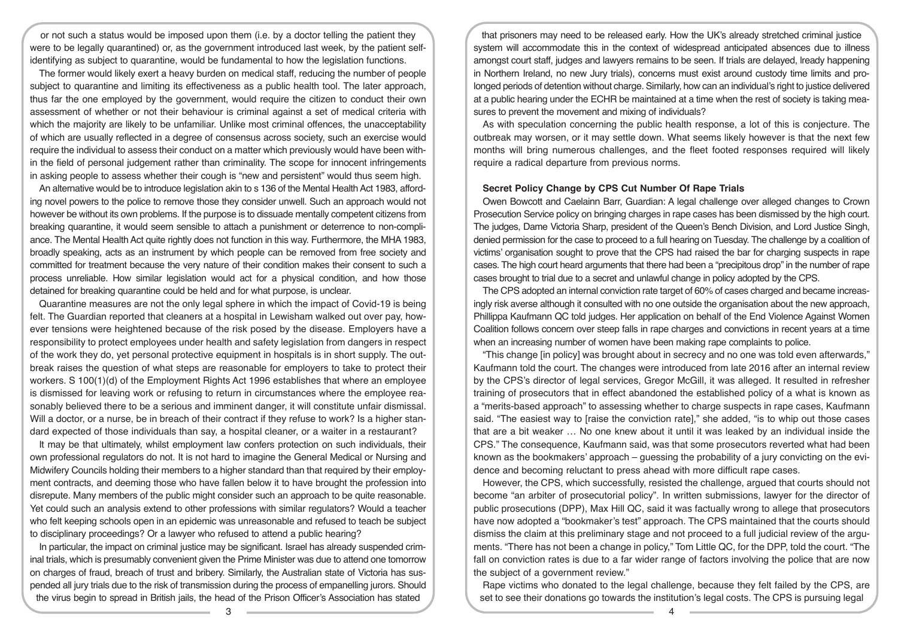or not such a status would be imposed upon them (i.e. by a doctor telling the patient they were to be legally quarantined) or, as the government introduced last week, by the patient self-identifying as subject to quarantine, would be fundamental to how the legislation functions.

The former would likely exert a heavy burden on medical staff, reducing the number of people subject to quarantine and limiting its effectiveness as a public health tool. The later approach, thus far the one employed by the government, would require the citizen to conduct their own assessment of whether or not their behaviour is criminal against a set of medical criteria with which the majority are likely to be unfamiliar. Unlike most criminal offences, the unacceptability of which are usually reflected in a degree of consensus across society, such an exercise would require the individual to assess their conduct on a matter which previously would have been within the field of personal judgement rather than criminality. The scope for innocent infringements in asking people to assess whether their cough is "new and persistent" would thus seem high.

An alternative would be to introduce legislation akin to s 136 of the Mental Health Act 1983, affording novel powers to the police to remove those they consider unwell. Such an approach would not however be without its own problems. If the purpose is to dissuade mentally competent citizens from breaking quarantine, it would seem sensible to attach a punishment or deterrence to non-compliance. The Mental Health Act quite rightly does not function in this way. Furthermore, the MHA 1983, broadly speaking, acts as an instrument by which people can be removed from free society and committed for treatment because the very nature of their condition makes their consent to such a process unreliable. How similar legislation would act for a physical condition, and how those detained for breaking quarantine could be held and for what purpose, is unclear.

Quarantine measures are not the only legal sphere in which the impact of Covid-19 is being felt. The Guardian reported that cleaners at a hospital in Lewisham walked out over pay, however tensions were heightened because of the risk posed by the disease. Employers have a responsibility to protect employees under health and safety legislation from dangers in respect of the work they do, yet personal protective equipment in hospitals is in short supply. The outbreak raises the question of what steps are reasonable for employers to take to protect their workers. S 100(1)(d) of the Employment Rights Act 1996 establishes that where an employee is dismissed for leaving work or refusing to return in circumstances where the employee reasonably believed there to be a serious and imminent danger, it will constitute unfair dismissal. Will a doctor, or a nurse, be in breach of their contract if they refuse to work? Is a higher standard expected of those individuals than say, a hospital cleaner, or a waiter in a restaurant?

It may be that ultimately, whilst employment law confers protection on such individuals, their own professional regulators do not. It is not hard to imagine the General Medical or Nursing and Midwifery Councils holding their members to a higher standard than that required by their employment contracts, and deeming those who have fallen below it to have brought the profession into disrepute. Many members of the public might consider such an approach to be quite reasonable. Yet could such an analysis extend to other professions with similar regulators? Would a teacher who felt keeping schools open in an epidemic was unreasonable and refused to teach be subject to disciplinary proceedings? Or a lawyer who refused to attend a public hearing?

In particular, the impact on criminal justice may be significant. Israel has already suspended criminal trials, which is presumably convenient given the Prime Minister was due to attend one tomorrow on charges of fraud, breach of trust and bribery. Similarly, the Australian state of Victoria has suspended all jury trials due to the risk of transmission during the process of empanelling jurors. Should the virus begin to spread in British jails, the head of the Prison Officer's Association has stated that prisoners may need to be released early. How the UK's already stretched criminal justice system will accommodate this in the context of widespread anticipated absences due to illness amongst court staff, judges and lawyers remains to be seen. If trials are delayed, lready happening in Northern Ireland, no new Jury trials), concerns must exist around custody time limits and prolonged periods of detention without charge. Similarly, how can an individual's right to justice delivered at a public hearing under the ECHR be maintained at a time when the rest of society is taking measures to prevent the movement and mixing of individuals?

As with speculation concerning the public health response, a lot of this is conjecture. The outbreak may worsen, or it may settle down. What seems likely however is that the next few months will bring numerous challenges, and the fleet footed responses required will likely require a radical departure from previous norms.

### Secret Policy Change by CPS Cut Number Of Rape Trials

Owen Bowcott and Caelainn Barr, Guardian: A legal challenge over alleged changes to Crown Prosecution Service policy on bringing charges in rape cases has been dismissed by the high court. The judges, Dame Victoria Sharp, president of the Queen's Bench Division, and Lord Justice Singh, denied permission for the case to proceed to a full hearing on Tuesday. The challenge by a coalition of victims' organisation sought to prove that the CPS had raised the bar for charging suspects in rape cases. The high court heard arguments that there had been a "precipitous drop" in the number of rape cases brought to trial due to a secret and unlawful change in policy adopted by the CPS.

The CPS adopted an internal conviction rate target of 60% of cases charged and became increasingly risk averse although it consulted with no one outside the organisation about the new approach, Phillippa Kaufmann QC told judges. Her application on behalf of the End Violence Against Women Coalition follows concern over steep falls in rape charges and convictions in recent years at a time when an increasing number of women have been making rape complaints to police.

"This change [in policy] was brought about in secrecy and no one was told even afterwards," Kaufmann told the court. The changes were introduced from late 2016 after an internal review by the CPS's director of legal services, Gregor McGill, it was alleged. It resulted in refresher training of prosecutors that in effect abandoned the established policy of a what is known as a "merits-based approach" to assessing whether to charge suspects in rape cases, Kaufmann said. "The easiest way to [raise the conviction rate]," she added, "is to whip out those cases that are a bit weaker … No one knew about it until it was leaked by an individual inside the CPS." The consequence, Kaufmann said, was that some prosecutors reverted what had been known as the bookmakers' approach – guessing the probability of a jury convicting on the evidence and becoming reluctant to press ahead with more difficult rape cases.

However, the CPS, which successfully, resisted the challenge, argued that courts should not become "an arbiter of prosecutorial policy". In written submissions, lawyer for the director of public prosecutions (DPP), Max Hill QC, said it was factually wrong to allege that prosecutors have now adopted a "bookmaker's test" approach. The CPS maintained that the courts should dismiss the claim at this preliminary stage and not proceed to a full judicial review of the arguments. "There has not been a change in policy," Tom Little QC, for the DPP, told the court. "The fall on conviction rates is due to a far wider range of factors involving the police that are now the subject of a government review."

Rape victims who donated to the legal challenge, because they felt failed by the CPS, are set to see their donations go towards the institution's legal costs. The CPS is pursuing legal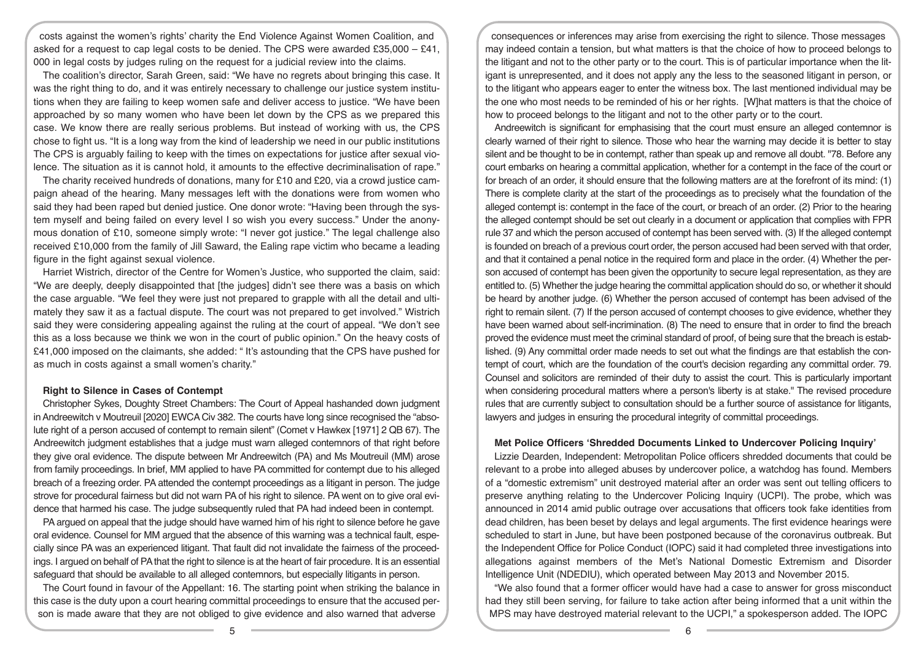costs against the women's rights' charity the End Violence Against Women Coalition, and asked for a request to cap legal costs to be denied. The CPS were awarded £35,000 – £41, 000 in legal costs by judges ruling on the request for a judicial review into the claims.

The coalition's director, Sarah Green, said: "We have no regrets about bringing this case. It was the right thing to do, and it was entirely necessary to challenge our justice system institutions when they are failing to keep women safe and deliver access to justice. "We have been approached by so many women who have been let down by the CPS as we prepared this case. We know there are really serious problems. But instead of working with us, the CPS chose to fight us. "It is a long way from the kind of leadership we need in our public institutions The CPS is arguably failing to keep with the times on expectations for justice after sexual violence. The situation as it is cannot hold, it amounts to the effective decriminalisation of rape."

The charity received hundreds of donations, many for £10 and £20, via a crowd justice campaign ahead of the hearing. Many messages left with the donations were from women who said they had been raped but denied justice. One donor wrote: "Having been through the system myself and being failed on every level I so wish you every success." Under the anonymous donation of £10, someone simply wrote: "I never got justice." The legal challenge also received £10,000 from the family of Jill Saward, the Ealing rape victim who became a leading figure in the fight against sexual violence.

Harriet Wistrich, director of the Centre for Women's Justice, who supported the claim, said: "We are deeply, deeply disappointed that [the judges] didn't see there was a basis on which the case arguable. "We feel they were just not prepared to grapple with all the detail and ultimately they saw it as a factual dispute. The court was not prepared to get involved." Wistrich said they were considering appealing against the ruling at the court of appeal. "We don't see this as a loss because we think we won in the court of public opinion." On the heavy costs of £41,000 imposed on the claimants, she added: " It's astounding that the CPS have pushed for as much in costs against a small women's charity."

### Right to Silence in Cases of Contempt

Christopher Sykes, Doughty Street Chambers: The Court of Appeal hashanded down judgment in Andreewitch v Moutreuil [2020] EWCA Civ 382. The courts have long since recognised the "absolute right of a person accused of contempt to remain silent" (Comet v Hawkex [1971] 2 QB 67). The Andreewitch judgment establishes that a judge must warn alleged contemnors of that right before they give oral evidence. The dispute between Mr Andreewitch (PA) and Ms Moutreuil (MM) arose from family proceedings. In brief, MM applied to have PA committed for contempt due to his alleged breach of a freezing order. PA attended the contempt proceedings as a litigant in person. The judge strove for procedural fairness but did not warn PA of his right to silence. PA went on to give oral evidence that harmed his case. The judge subsequently ruled that PA had indeed been in contempt.

PA argued on appeal that the judge should have warned him of his right to silence before he gave oral evidence. Counsel for MM argued that the absence of this warning was a technical fault, especially since PA was an experienced litigant. That fault did not invalidate the fairness of the proceedings. I argued on behalf of PA that the right to silence is at the heart of fair procedure. It is an essential safeguard that should be available to all alleged contemnors, but especially litigants in person.

The Court found in favour of the Appellant: 16. The starting point when striking the balance in this case is the duty upon a court hearing committal proceedings to ensure that the accused person is made aware that they are not obliged to give evidence and also warned that adverse consequences or inferences may arise from exercising the right to silence. Those messages may indeed contain a tension, but what matters is that the choice of how to proceed belongs to the litigant and not to the other party or to the court. This is of particular importance when the litigant is unrepresented, and it does not apply any the less to the seasoned litigant in person, or to the litigant who appears eager to enter the witness box. The last mentioned individual may be the one who most needs to be reminded of his or her rights. [W]hat matters is that the choice of how to proceed belongs to the litigant and not to the other party or to the court.

Andreewitch is significant for emphasising that the court must ensure an alleged contemnor is clearly warned of their right to silence. Those who hear the warning may decide it is better to stay silent and be thought to be in contempt, rather than speak up and remove all doubt. "78. Before any court embarks on hearing a committal application, whether for a contempt in the face of the court or for breach of an order, it should ensure that the following matters are at the forefront of its mind: (1) There is complete clarity at the start of the proceedings as to precisely what the foundation of the alleged contempt is: contempt in the face of the court, or breach of an order. (2) Prior to the hearing the alleged contempt should be set out clearly in a document or application that complies with FPR rule 37 and which the person accused of contempt has been served with. (3) If the alleged contempt is founded on breach of a previous court order, the person accused had been served with that order, and that it contained a penal notice in the required form and place in the order. (4) Whether the person accused of contempt has been given the opportunity to secure legal representation, as they are entitled to. (5) Whether the judge hearing the committal application should do so, or whether it should be heard by another judge. (6) Whether the person accused of contempt has been advised of the right to remain silent. (7) If the person accused of contempt chooses to give evidence, whether they have been warned about self-incrimination. (8) The need to ensure that in order to find the breach proved the evidence must meet the criminal standard of proof, of being sure that the breach is established. (9) Any committal order made needs to set out what the findings are that establish the contempt of court, which are the foundation of the court's decision regarding any committal order. 79. Counsel and solicitors are reminded of their duty to assist the court. This is particularly important when considering procedural matters where a person's liberty is at stake." The revised procedure rules that are currently subject to consultation should be a further source of assistance for litigants, lawyers and judges in ensuring the procedural integrity of committal proceedings.

### Met Police Officers 'Shredded Documents Linked to Undercover Policing Inquiry'

Lizzie Dearden, Independent: Metropolitan Police officers shredded documents that could be relevant to a probe into alleged abuses by undercover police, a watchdog has found. Members of a "domestic extremism" unit destroyed material after an order was sent out telling officers to preserve anything relating to the Undercover Policing Inquiry (UCPI). The probe, which was announced in 2014 amid public outrage over accusations that officers took fake identities from dead children, has been beset by delays and legal arguments. The first evidence hearings were scheduled to start in June, but have been postponed because of the coronavirus outbreak. But the Independent Office for Police Conduct (IOPC) said it had completed three investigations into allegations against members of the Met's National Domestic Extremism and Disorder Intelligence Unit (NDEDIU), which operated between May 2013 and November 2015.

"We also found that a former officer would have had a case to answer for gross misconduct had they still been serving, for failure to take action after being informed that a unit within the MPS may have destroyed material relevant to the UCPI," a spokesperson added. The IOPC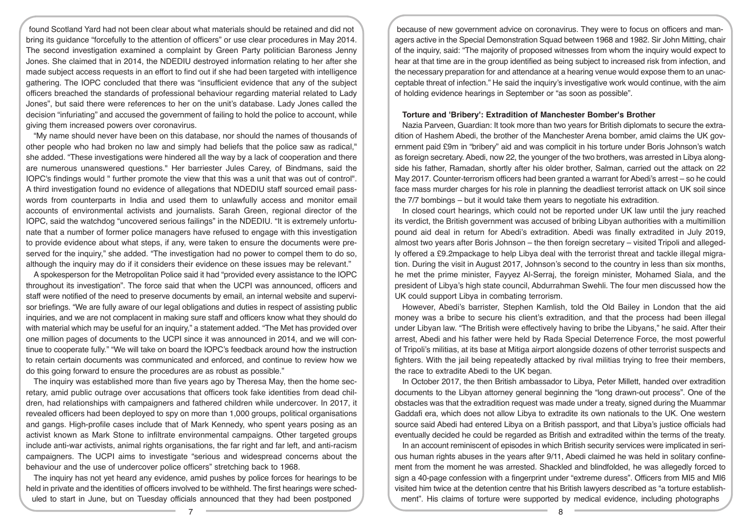found Scotland Yard had not been clear about what materials should be retained and did not bring its guidance "forcefully to the attention of officers" or use clear procedures in May 2014. The second investigation examined a complaint by Green Party politician Baroness Jenny Jones. She claimed that in 2014, the NDEDIU destroyed information relating to her after she made subject access requests in an effort to find out if she had been targeted with intelligence gathering. The IOPC concluded that there was "insufficient evidence that any of the subject officers breached the standards of professional behaviour regarding material related to Lady Jones", but said there were references to her on the unit's database. Lady Jones called the decision "infuriating" and accused the government of failing to hold the police to account, while giving them increased powers over coronavirus.

"My name should never have been on this database, nor should the names of thousands of other people who had broken no law and simply had beliefs that the police saw as radical," she added. "These investigations were hindered all the way by a lack of cooperation and there are numerous unanswered questions." Her barriester Jules Carey, of Bindmans, said the IOPC's findings would " further promote the view that this was a unit that was out of control". A third investigation found no evidence of allegations that NDEDIU staff sourced email passwords from counterparts in India and used them to unlawfully access and monitor email accounts of environmental activists and journalists. Sarah Green, regional director of the IOPC, said the watchdog "uncovered serious failings" in the NDEDIU. "It is extremely unfortunate that a number of former police managers have refused to engage with this investigation to provide evidence about what steps, if any, were taken to ensure the documents were preserved for the inquiry," she added. "The investigation had no power to compel them to do so, although the inquiry may do if it considers their evidence on these issues may be relevant."

A spokesperson for the Metropolitan Police said it had "provided every assistance to the IOPC throughout its investigation". The force said that when the UCPI was announced, officers and staff were notified of the need to preserve documents by email, an internal website and supervisor briefings. "We are fully aware of our legal obligations and duties in respect of assisting public inquiries, and we are not complacent in making sure staff and officers know what they should do with material which may be useful for an inquiry," a statement added. "The Met has provided over one million pages of documents to the UCPI since it was announced in 2014, and we will continue to cooperate fully." "We will take on board the IOPC's feedback around how the instruction to retain certain documents was communicated and enforced, and continue to review how we do this going forward to ensure the procedures are as robust as possible."

The inquiry was established more than five years ago by Theresa May, then the home secretary, amid public outrage over accusations that officers took fake identities from dead children, had relationships with campaigners and fathered children while undercover. In 2017, it revealed officers had been deployed to spy on more than 1,000 groups, political organisations and gangs. High-profile cases include that of Mark Kennedy, who spent years posing as an activist known as Mark Stone to infiltrate environmental campaigns. Other targeted groups include anti-war activists, animal rights organisations, the far right and far left, and anti-racism campaigners. The UCPI aims to investigate "serious and widespread concerns about the behaviour and the use of undercover police officers" stretching back to 1968.

The inquiry has not yet heard any evidence, amid pushes by police forces for hearings to be held in private and the identities of officers involved to be withheld. The first hearings were scheduled to start in June, but on Tuesday officials announced that they had been postponed because of new government advice on coronavirus. They were to focus on officers and managers active in the Special Demonstration Squad between 1968 and 1982. Sir John Mitting, chair of the inquiry, said: "The majority of proposed witnesses from whom the inquiry would expect to hear at that time are in the group identified as being subject to increased risk from infection, and the necessary preparation for and attendance at a hearing venue would expose them to an unacceptable threat of infection." He said the inquiry's investigative work would continue, with the aim of holding evidence hearings in September or "as soon as possible".

### Torture and 'Bribery': Extradition of Manchester Bomber's Brother

Nazia Parveen, Guardian: It took more than two years for British diplomats to secure the extradition of Hashem Abedi, the brother of the Manchester Arena bomber, amid claims the UK government paid £9m in "bribery" aid and was complicit in his torture under Boris Johnson's watch as foreign secretary. Abedi, now 22, the younger of the two brothers, was arrested in Libya alongside his father, Ramadan, shortly after his older brother, Salman, carried out the attack on 22 May 2017. Counter-terrorism officers had been granted a warrant for Abedi's arrest – so he could face mass murder charges for his role in planning the deadliest terrorist attack on UK soil since the 7/7 bombings – but it would take them years to negotiate his extradition.

In closed court hearings, which could not be reported under UK law until the jury reached its verdict, the British government was accused of bribing Libyan authorities with a multimillion pound aid deal in return for Abedi's extradition. Abedi was finally extradited in July 2019, almost two years after Boris Johnson – the then foreign secretary – visited Tripoli and allegedly offered a £9.2mpackage to help Libya deal with the terrorist threat and tackle illegal migration. During the visit in August 2017, Johnson's second to the country in less than six months, he met the prime minister, Fayyez Al-Serraj, the foreign minister, Mohamed Siala, and the president of Libya's high state council, Abdurrahman Swehli. The four men discussed how the UK could support Libya in combating terrorism.

However, Abedi's barrister, Stephen Kamlish, told the Old Bailey in London that the aid money was a bribe to secure his client's extradition, and that the process had been illegal under Libyan law. "The British were effectively having to bribe the Libyans," he said. After their arrest, Abedi and his father were held by Rada Special Deterrence Force, the most powerful of Tripoli's militias, at its base at Mitiga airport alongside dozens of other terrorist suspects and fighters. With the jail being repeatedly attacked by rival militias trying to free their members, the race to extradite Abedi to the UK began.

In October 2017, the then British ambassador to Libya, Peter Millett, handed over extradition documents to the Libyan attorney general beginning the "long drawn-out process". One of the obstacles was that the extradition request was made under a treaty, signed during the Muammar Gaddafi era, which does not allow Libya to extradite its own nationals to the UK. One western source said Abedi had entered Libya on a British passport, and that Libya's justice officials had eventually decided he could be regarded as British and extradited within the terms of the treaty.

In an account reminiscent of episodes in which British security services were implicated in serious human rights abuses in the years after 9/11, Abedi claimed he was held in solitary confinement from the moment he was arrested. Shackled and blindfolded, he was allegedly forced to sign a 40-page confession with a fingerprint under "extreme duress". Officers from MI5 and MI6 visited him twice at the detention centre that his British lawyers described as "a torture establishment". His claims of torture were supported by medical evidence, including photographs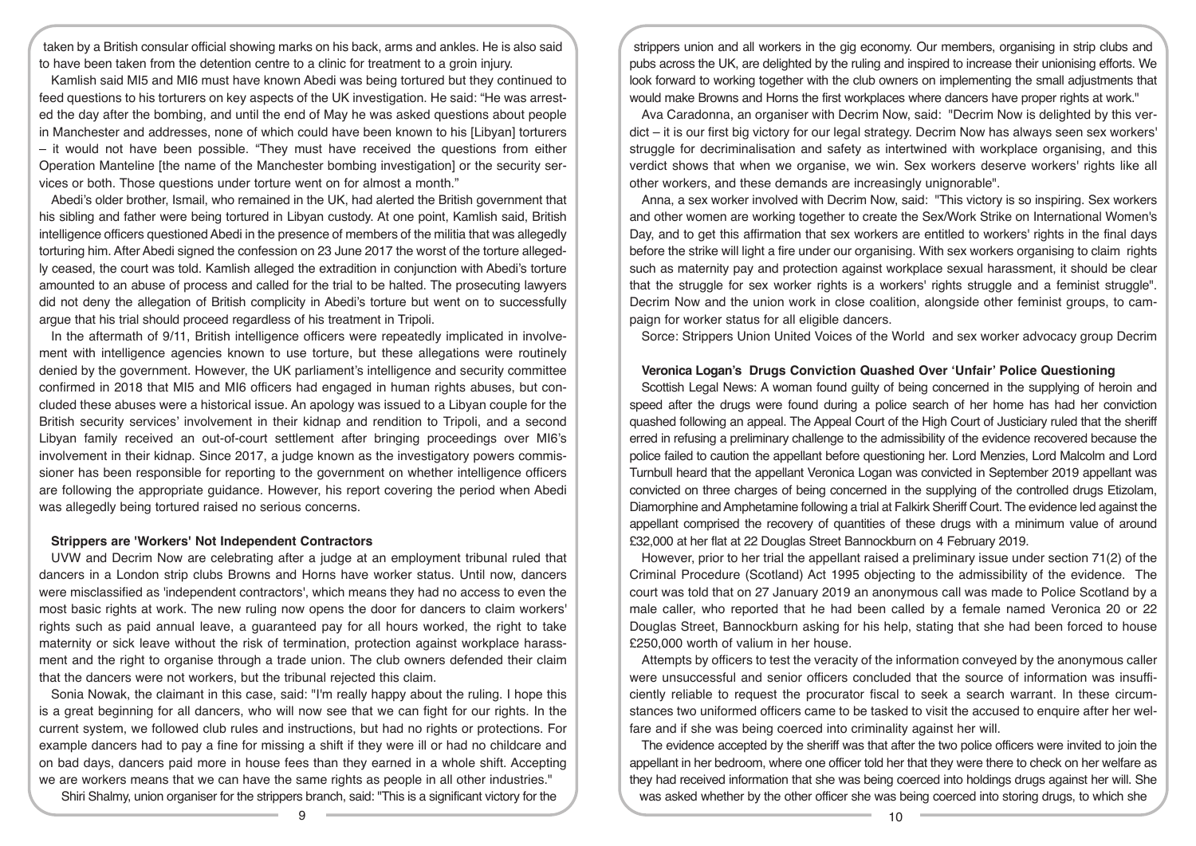taken by a British consular official showing marks on his back, arms and ankles. He is also said to have been taken from the detention centre to a clinic for treatment to a groin injury.

Kamlish said MI5 and MI6 must have known Abedi was being tortured but they continued to feed questions to his torturers on key aspects of the UK investigation. He said: "He was arrested the day after the bombing, and until the end of May he was asked questions about people in Manchester and addresses, none of which could have been known to his [Libyan] torturers – it would not have been possible. "They must have received the questions from either Operation Manteline [the name of the Manchester bombing investigation] or the security services or both. Those questions under torture went on for almost a month."

Abedi's older brother, Ismail, who remained in the UK, had alerted the British government that his sibling and father were being tortured in Libyan custody. At one point, Kamlish said, British intelligence officers questioned Abedi in the presence of members of the militia that was allegedly torturing him. After Abedi signed the confession on 23 June 2017 the worst of the torture allegedly ceased, the court was told. Kamlish alleged the extradition in conjunction with Abedi's torture amounted to an abuse of process and called for the trial to be halted. The prosecuting lawyers did not deny the allegation of British complicity in Abedi's torture but went on to successfully argue that his trial should proceed regardless of his treatment in Tripoli.

In the aftermath of 9/11, British intelligence officers were repeatedly implicated in involvement with intelligence agencies known to use torture, but these allegations were routinely denied by the government. However, the UK parliament's intelligence and security committee confirmed in 2018 that MI5 and MI6 officers had engaged in human rights abuses, but concluded these abuses were a historical issue. An apology was issued to a Libyan couple for the British security services' involvement in their kidnap and rendition to Tripoli, and a second Libyan family received an out-of-court settlement after bringing proceedings over MI6's involvement in their kidnap. Since 2017, a judge known as the investigatory powers commissioner has been responsible for reporting to the government on whether intelligence officers are following the appropriate guidance. However, his report covering the period when Abedi was allegedly being tortured raised no serious concerns.

### Strippers are 'Workers' Not Independent Contractors

UVW and Decrim Now are celebrating after a judge at an employment tribunal ruled that dancers in a London strip clubs Browns and Horns have worker status. Until now, dancers were misclassified as 'independent contractors', which means they had no access to even the most basic rights at work. The new ruling now opens the door for dancers to claim workers' rights such as paid annual leave, a guaranteed pay for all hours worked, the right to take maternity or sick leave without the risk of termination, protection against workplace harassment and the right to organise through a trade union. The club owners defended their claim that the dancers were not workers, but the tribunal rejected this claim.

Sonia Nowak, the claimant in this case, said: "I'm really happy about the ruling. I hope this is a great beginning for all dancers, who will now see that we can fight for our rights. In the current system, we followed club rules and instructions, but had no rights or protections. For example dancers had to pay a fine for missing a shift if they were ill or had no childcare and on bad days, dancers paid more in house fees than they earned in a whole shift. Accepting we are workers means that we can have the same rights as people in all other industries."

Shiri Shalmy, union organiser for the strippers branch, said: "This is a significant victory for the strippers union and all workers in the gig economy. Our members, organising in strip clubs and pubs across the UK, are delighted by the ruling and inspired to increase their unionising efforts. We look forward to working together with the club owners on implementing the small adjustments that would make Browns and Horns the first workplaces where dancers have proper rights at work."

Ava Caradonna, an organiser with Decrim Now, said: "Decrim Now is delighted by this verdict – it is our first big victory for our legal strategy. Decrim Now has always seen sex workers' struggle for decriminalisation and safety as intertwined with workplace organising, and this verdict shows that when we organise, we win. Sex workers deserve workers' rights like all other workers, and these demands are increasingly unignorable".

Anna, a sex worker involved with Decrim Now, said: "This victory is so inspiring. Sex workers and other women are working together to create the Sex/Work Strike on International Women's Day, and to get this affirmation that sex workers are entitled to workers' rights in the final days before the strike will light a fire under our organising. With sex workers organising to claim rights such as maternity pay and protection against workplace sexual harassment, it should be clear that the struggle for sex worker rights is a workers' rights struggle and a feminist struggle". Decrim Now and the union work in close coalition, alongside other feminist groups, to campaign for worker status for all eligible dancers.

Sorce: Strippers Union United Voices of the World and sex worker advocacy group Decrim

### Veronica Logan's Drugs Conviction Quashed Over 'Unfair' Police Questioning

Scottish Legal News: A woman found guilty of being concerned in the supplying of heroin and speed after the drugs were found during a police search of her home has had her conviction quashed following an appeal. The Appeal Court of the High Court of Justiciary ruled that the sheriff erred in refusing a preliminary challenge to the admissibility of the evidence recovered because the police failed to caution the appellant before questioning her. Lord Menzies, Lord Malcolm and Lord Turnbull heard that the appellant Veronica Logan was convicted in September 2019 appellant was convicted on three charges of being concerned in the supplying of the controlled drugs Etizolam, Diamorphine and Amphetamine following a trial at Falkirk Sheriff Court. The evidence led against the appellant comprised the recovery of quantities of these drugs with a minimum value of around £32,000 at her flat at 22 Douglas Street Bannockburn on 4 February 2019.

However, prior to her trial the appellant raised a preliminary issue under section 71(2) of the Criminal Procedure (Scotland) Act 1995 objecting to the admissibility of the evidence. The court was told that on 27 January 2019 an anonymous call was made to Police Scotland by a male caller, who reported that he had been called by a female named Veronica 20 or 22 Douglas Street, Bannockburn asking for his help, stating that she had been forced to house £250,000 worth of valium in her house.

Attempts by officers to test the veracity of the information conveyed by the anonymous caller were unsuccessful and senior officers concluded that the source of information was insufficiently reliable to request the procurator fiscal to seek a search warrant. In these circumstances two uniformed officers came to be tasked to visit the accused to enquire after her welfare and if she was being coerced into criminality against her will.

The evidence accepted by the sheriff was that after the two police officers were invited to join the appellant in her bedroom, where one officer told her that they were there to check on her welfare as they had received information that she was being coerced into holdings drugs against her will. She was asked whether by the other officer she was being coerced into storing drugs, to which she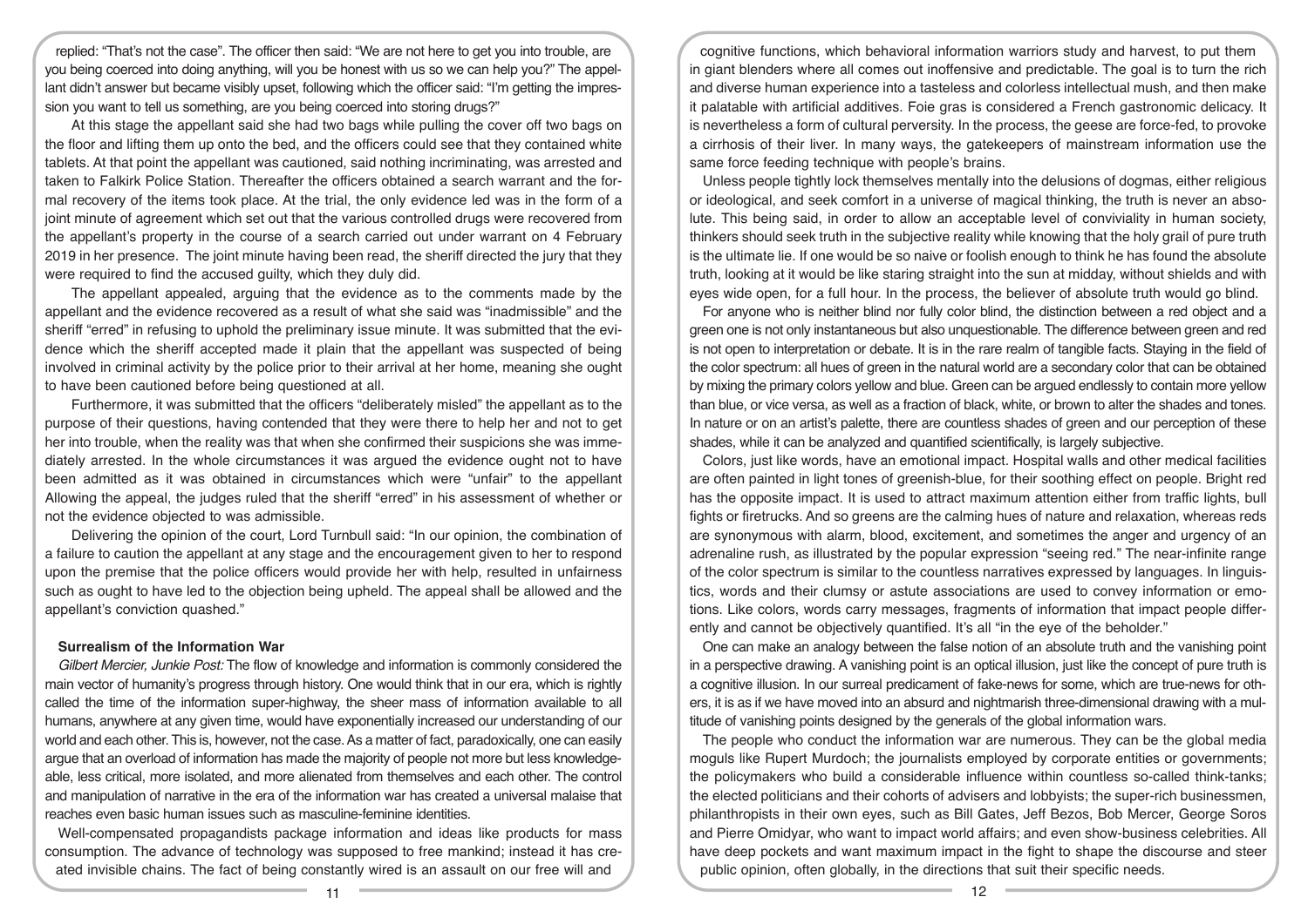replied: "That's not the case". The officer then said: "We are not here to get you into trouble, are you being coerced into doing anything, will you be honest with us so we can help you?" The appellant didn't answer but became visibly upset, following which the officer said: "I'm getting the impression you want to tell us something, are you being coerced into storing drugs?"

At this stage the appellant said she had two bags while pulling the cover off two bags on the floor and lifting them up onto the bed, and the officers could see that they contained white tablets. At that point the appellant was cautioned, said nothing incriminating, was arrested and taken to Falkirk Police Station. Thereafter the officers obtained a search warrant and the formal recovery of the items took place. At the trial, the only evidence led was in the form of a joint minute of agreement which set out that the various controlled drugs were recovered from the appellant's property in the course of a search carried out under warrant on 4 February 2019 in her presence. The joint minute having been read, the sheriff directed the jury that they were required to find the accused guilty, which they duly did.

The appellant appealed, arguing that the evidence as to the comments made by the appellant and the evidence recovered as a result of what she said was "inadmissible" and the sheriff "erred" in refusing to uphold the preliminary issue minute. It was submitted that the evidence which the sheriff accepted made it plain that the appellant was suspected of being involved in criminal activity by the police prior to their arrival at her home, meaning she ought to have been cautioned before being questioned at all.

Furthermore, it was submitted that the officers "deliberately misled" the appellant as to the purpose of their questions, having contended that they were there to help her and not to get her into trouble, when the reality was that when she confirmed their suspicions she was immediately arrested. In the whole circumstances it was argued the evidence ought not to have been admitted as it was obtained in circumstances which were "unfair" to the appellant Allowing the appeal, the judges ruled that the sheriff "erred" in his assessment of whether or not the evidence objected to was admissible.

Delivering the opinion of the court, Lord Turnbull said: "In our opinion, the combination of a failure to caution the appellant at any stage and the encouragement given to her to respond upon the premise that the police officers would provide her with help, resulted in unfairness such as ought to have led to the objection being upheld. The appeal shall be allowed and the appellant's conviction quashed."

### Surrealism of the Information War

*Gilbert Mercier, Junkie Post:* The flow of knowledge and information is commonly considered the main vector of humanity's progress through history. One would think that in our era, which is rightly called the time of the information super-highway, the sheer mass of information available to all humans, anywhere at any given time, would have exponentially increased our understanding of our world and each other. This is, however, not the case. As a matter of fact, paradoxically, one can easily argue that an overload of information has made the majority of people not more but less knowledgeable, less critical, more isolated, and more alienated from themselves and each other. The control and manipulation of narrative in the era of the information war has created a universal malaise that reaches even basic human issues such as masculine-feminine identities.

Well-compensated propagandists package information and ideas like products for mass consumption. The advance of technology was supposed to free mankind; instead it has created invisible chains. The fact of being constantly wired is an assault on our free will and cognitive functions, which behavioral information warriors study and harvest, to put them in giant blenders where all comes out inoffensive and predictable. The goal is to turn the rich and diverse human experience into a tasteless and colorless intellectual mush, and then make it palatable with artificial additives. Foie gras is considered a French gastronomic delicacy. It is nevertheless a form of cultural perversity. In the process, the geese are force-fed, to provoke a cirrhosis of their liver. In many ways, the gatekeepers of mainstream information use the same force feeding technique with people's brains.

Unless people tightly lock themselves mentally into the delusions of dogmas, either religious or ideological, and seek comfort in a universe of magical thinking, the truth is never an absolute. This being said, in order to allow an acceptable level of conviviality in human society, thinkers should seek truth in the subjective reality while knowing that the holy grail of pure truth is the ultimate lie. If one would be so naive or foolish enough to think he has found the absolute truth, looking at it would be like staring straight into the sun at midday, without shields and with eyes wide open, for a full hour. In the process, the believer of absolute truth would go blind.

For anyone who is neither blind nor fully color blind, the distinction between a red object and a green one is not only instantaneous but also unquestionable. The difference between green and red is not open to interpretation or debate. It is in the rare realm of tangible facts. Staying in the field of the color spectrum: all hues of green in the natural world are a secondary color that can be obtained by mixing the primary colors yellow and blue. Green can be argued endlessly to contain more yellow than blue, or vice versa, as well as a fraction of black, white, or brown to alter the shades and tones. In nature or on an artist's palette, there are countless shades of green and our perception of these shades, while it can be analyzed and quantified scientifically, is largely subjective.

Colors, just like words, have an emotional impact. Hospital walls and other medical facilities are often painted in light tones of greenish-blue, for their soothing effect on people. Bright red has the opposite impact. It is used to attract maximum attention either from traffic lights, bull fights or firetrucks. And so greens are the calming hues of nature and relaxation, whereas reds are synonymous with alarm, blood, excitement, and sometimes the anger and urgency of an adrenaline rush, as illustrated by the popular expression "seeing red." The near-infinite range of the color spectrum is similar to the countless narratives expressed by languages. In linguistics, words and their clumsy or astute associations are used to convey information or emotions. Like colors, words carry messages, fragments of information that impact people differently and cannot be objectively quantified. It's all "in the eye of the beholder."

One can make an analogy between the false notion of an absolute truth and the vanishing point in a perspective drawing. A vanishing point is an optical illusion, just like the concept of pure truth is a cognitive illusion. In our surreal predicament of fake-news for some, which are true-news for others, it is as if we have moved into an absurd and nightmarish three-dimensional drawing with a multitude of vanishing points designed by the generals of the global information wars.

The people who conduct the information war are numerous. They can be the global media moguls like Rupert Murdoch; the journalists employed by corporate entities or governments; the policymakers who build a considerable influence within countless so-called think-tanks; the elected politicians and their cohorts of advisers and lobbyists; the super-rich businessmen, philanthropists in their own eyes, such as Bill Gates, Jeff Bezos, Bob Mercer, George Soros and Pierre Omidyar, who want to impact world affairs; and even show-business celebrities. All have deep pockets and want maximum impact in the fight to shape the discourse and steer public opinion, often globally, in the directions that suit their specific needs.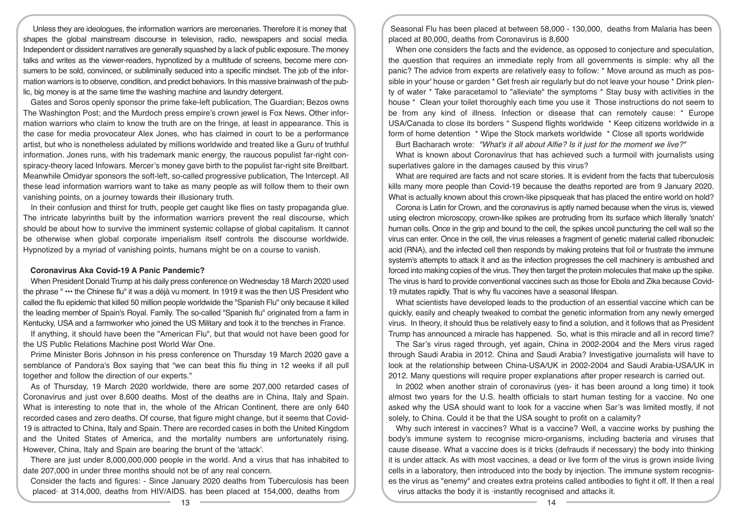Unless they are ideologues, the information warriors are mercenaries. Therefore it is money that shapes the global mainstream discourse in television, radio, newspapers and social media. Independent or dissident narratives are generally squashed by a lack of public exposure. The money talks and writes as the viewer-readers, hypnotized by a multitude of screens, become mere consumers to be sold, convinced, or subliminally seduced into a specific mindset. The job of the information warriors is to observe, condition, and predict behaviors. In this massive brainwash of the public, big money is at the same time the washing machine and laundry detergent.

Gates and Soros openly sponsor the prime fake-left publication, The Guardian; Bezos owns The Washington Post; and the Murdoch press empire's crown jewel is Fox News. Other information warriors who claim to know the truth are on the fringe, at least in appearance. This is the case for media provocateur Alex Jones, who has claimed in court to be a performance artist, but who is nonetheless adulated by millions worldwide and treated like a Guru of truthful information. Jones runs, with his trademark manic energy, the raucous populist far-right conspiracy-theory laced Infowars. Mercer's money gave birth to the populist far-right site Breitbart. Meanwhile Omidyar sponsors the soft-left, so-called progressive publication, The Intercept. All these lead information warriors want to take as many people as will follow them to their own vanishing points, on a journey towards their illusionary truth.

In their confusion and thirst for truth, people get caught like flies on tasty propaganda glue. The intricate labyrinths built by the information warriors prevent the real discourse, which should be about how to survive the imminent systemic collapse of global capitalism. It cannot be otherwise when global corporate imperialism itself controls the discourse worldwide. Hypnotized by a myriad of vanishing points, humans might be on a course to vanish.

**Coronavirus Aka Covid-19 A Panic Pandemic?**

When President Donald Trump at his daily press conference on Wednesday 18 March 2020 used the phrase " ••• the Chinese flu" it was a déjà vu moment. In 1919 it was the then US President who called the flu epidemic that killed 50 million people worldwide the "Spanish Flu" only because it killed the leading member of Spain's Royal. Family. The so-called "Spanish flu" originated from a farm in Kentucky, USA and a farmworker who joined the US Military and took it to the trenches in France.

If anything, it should have been the "American Flu", but that would not have been good for the US Public Relations Machine post World War One.

Prime Minister Boris Johnson in his press conference on Thursday 19 March 2020 gave a semblance of Pandora's Box saying that "we can beat this flu thing in 12 weeks if all pull together and follow the direction of our experts."

As of Thursday, 19 March 2020 worldwide, there are some 207,000 retarded cases of Coronavirus and just over 8,600 deaths. Most of the deaths are in China, Italy and Spain. What is interesting to note that in, the whole of the African Continent, there are only 640 recorded cases and zero deaths. Of course, that figure might change, but it seems that Covid-19 is attracted to China, Italy and Spain. There are recorded cases in both the United Kingdom and the United States of America, and the mortality numbers are unfortunately rising. However, China, Italy and Spain are bearing the brunt of the 'attack'.

There are just under 8,000,000,000 people in the world. And a virus that has inhabited to date 207,000 in under three months should not be of any real concern.

Consider the facts and figures: - Since January 2020 deaths from Tuberculosis has been placed· at 314,000, deaths from HIV/AIDS. has been placed at 154,000, deaths from Seasonal Flu has been placed at between 58,000 - 130,000, deaths from Malaria has been placed at 80,000, deaths from Coronavirus is 8,600

When one considers the facts and the evidence, as opposed to conjecture and speculation, the question that requires an immediate reply from all governments is simple: why all the panic? The advice from experts are relatively easy to follow: * Move around as much as possible in your' house or garden * Get fresh air regularly but do not leave your house * Drink plenty of water * Take paracetamol to "alleviate" the symptoms * Stay busy with activities in the house * Clean your toilet thoroughly each time you use it Those instructions do not seem to be from any kind of illness. Infection or disease that can remotely cause: * Europe USA/Canada to close its borders * Suspend flights worldwide * Keep citizens worldwide in a form of home detention * Wipe the Stock markets worldwide * Close all sports worldwide

Burt Bacharach wrote: *"What's it all about Alfie? Is it just for the moment we live?"*

What is known about Coronavirus that has achieved such a turmoil with journalists using superlatives galore in the damages caused by this virus?

What are required are facts and not scare stories. It is evident from the facts that tuberculosis kills many more people than Covid-19 because the deaths reported are from 9 January 2020. What is actually known about this crown-like pipsqueak that has placed the entire world on hold?

Corona is Latin for Crown, and the coronavirus is aptly named because when the virus is, viewed using electron microscopy, crown-like spikes are protruding from its surface which literally 'snatch' human cells. Once in the grip and bound to the cell, the spikes uncoil puncturing the cell wall so the virus can enter. Once in the cell, the virus releases a fragment of genetic material called ribonucleic acid (RNA), and the infected cell then responds by making proteins that foil or frustrate the immune system's attempts to attack it and as the infection progresses the cell machinery is ambushed and forced into making copies of the virus. They then target the protein molecules that make up the spike. The virus is hard to provide conventional vaccines such as those for Ebola and Zika because Covid-19 mutates rapidly. That is why flu vaccines have a seasonal lifespan.

What scientists have developed leads to the production of an essential vaccine which can be quickly, easily and cheaply tweaked to combat the genetic information from any newly emerged virus. In theory, it should thus be relatively easy to find a solution, and it follows that as President Trump has announced a miracle has happened. So, what is this miracle and all in record time?

The Sar's virus raged through, yet again, China in 2002-2004 and the Mers virus raged through Saudi Arabia in 2012. China and Saudi Arabia? Investigative journalists will have to look at the relationship between China-USA/UK in 2002-2004 and Saudi Arabia-USA/UK in 2012. Many questions will require proper explanations after proper research is carried out.

In 2002 when another strain of coronavirus (yes- it has been around a long time) it took almost two years for the U.S. health officials to start human testing for a vaccine. No one asked why the USA should want to look for a vaccine when Sar's was limited mostly, if not solely, to China. Could it be that the USA sought to profit on a calamity?

Why such interest in vaccines? What is a vaccine? Well, a vaccine works by pushing the body's immune system to recognise micro-organisms, including bacteria and viruses that cause disease. What a vaccine does is it tricks (defrauds if necessary) the body into thinking it is under attack. As with most vaccines, a dead or live form of the virus is grown inside living cells in a laboratory, then introduced into the body by injection. The immune system recognises the virus as "enemy" and creates extra proteins called antibodies to fight it off. If then a real virus attacks the body it is ·instantly recognised and attacks it.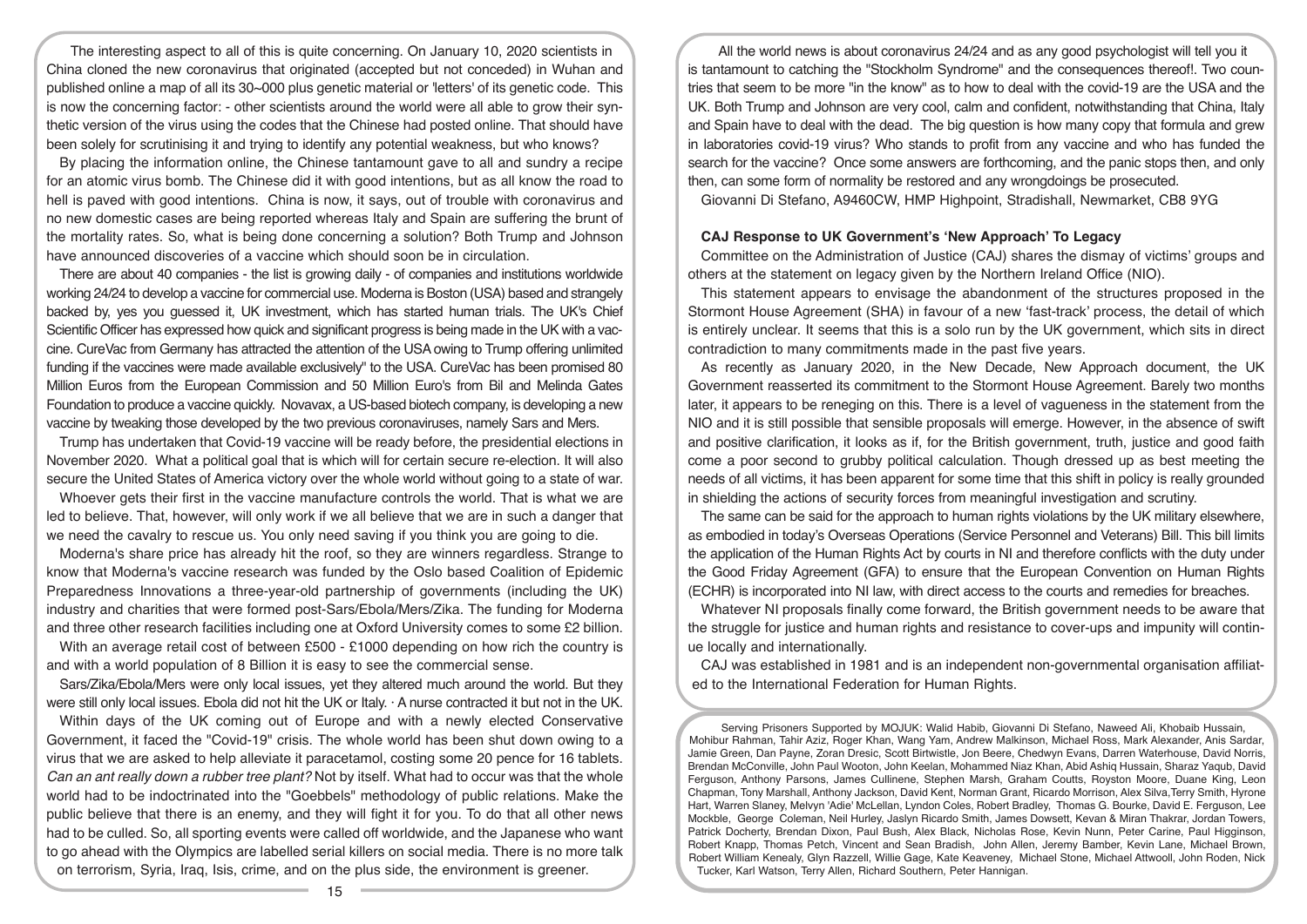The interesting aspect to all of this is quite concerning. On January 10, 2020 scientists in China cloned the new coronavirus that originated (accepted but not conceded) in Wuhan and published online a map of all its 30~000 plus genetic material or 'letters' of its genetic code. This is now the concerning factor: - other scientists around the world were all able to grow their synthetic version of the virus using the codes that the Chinese had posted online. That should have been solely for scrutinising it and trying to identify any potential weakness, but who knows?

By placing the information online, the Chinese tantamount gave to all and sundry a recipe for an atomic virus bomb. The Chinese did it with good intentions, but as all know the road to hell is paved with good intentions. China is now, it says, out of trouble with coronavirus and no new domestic cases are being reported whereas Italy and Spain are suffering the brunt of the mortality rates. So, what is being done concerning a solution? Both Trump and Johnson have announced discoveries of a vaccine which should soon be in circulation.

There are about 40 companies - the list is growing daily - of companies and institutions worldwide working 24/24 to develop a vaccine for commercial use. Moderna is Boston (USA) based and strangely backed by, yes you guessed it, UK investment, which has started human trials. The UK's Chief Scientific Officer has expressed how quick and significant progress is being made in the UK with a vaccine. CureVac from Germany has attracted the attention of the USA owing to Trump offering unlimited funding if the vaccines were made available exclusively" to the USA. CureVac has been promised 80 Million Euros from the European Commission and 50 Million Euro's from Bil and Melinda Gates Foundation to produce a vaccine quickly. Novavax, a US-based biotech company, is developing a new vaccine by tweaking those developed by the two previous coronaviruses, namely Sars and Mers.

Trump has undertaken that Covid-19 vaccine will be ready before, the presidential elections in November 2020. What a political goal that is which will for certain secure re-election. It will also secure the United States of America victory over the whole world without going to a state of war.

Whoever gets their first in the vaccine manufacture controls the world. That is what we are led to believe. That, however, will only work if we all believe that we are in such a danger that we need the cavalry to rescue us. You only need saving if you think you are going to die.

Moderna's share price has already hit the roof, so they are winners regardless. Strange to know that Moderna's vaccine research was funded by the Oslo based Coalition of Epidemic Preparedness Innovations a three-year-old partnership of governments (including the UK) industry and charities that were formed post-Sars/Ebola/Mers/Zika. The funding for Moderna and three other research facilities including one at Oxford University comes to some £2 billion.

With an average retail cost of between £500 - £1000 depending on how rich the country is and with a world population of 8 Billion it is easy to see the commercial sense.

Sars/Zika/Ebola/Mers were only local issues, yet they altered much around the world. But they were still only local issues. Ebola did not hit the UK or Italy. · A nurse contracted it but not in the UK.

Within days of the UK coming out of Europe and with a newly elected Conservative Government, it faced the "Covid-19" crisis. The whole world has been shut down owing to a virus that we are asked to help alleviate it paracetamol, costing some 20 pence for 16 tablets. *Can an ant really down a rubber tree plant?* Not by itself. What had to occur was that the whole world had to be indoctrinated into the "Goebbels" methodology of public relations. Make the public believe that there is an enemy, and they will fight it for you. To do that all other news had to be culled. So, all sporting events were called off worldwide, and the Japanese who want to go ahead with the Olympics are labelled serial killers on social media. There is no more talk on terrorism, Syria, Iraq, Isis, crime, and on the plus side, the environment is greener.

All the world news is about coronavirus 24/24 and as any good psychologist will tell you it is tantamount to catching the "Stockholm Syndrome" and the consequences thereof!. Two countries that seem to be more "in the know" as to how to deal with the covid-19 are the USA and the UK. Both Trump and Johnson are very cool, calm and confident, notwithstanding that China, Italy and Spain have to deal with the dead. The big question is how many copy that formula and grew in laboratories covid-19 virus? Who stands to profit from any vaccine and who has funded the search for the vaccine? Once some answers are forthcoming, and the panic stops then, and only then, can some form of normality be restored and any wrongdoings be prosecuted.

Giovanni Di Stefano, A9460CW, HMP Highpoint, Stradishall, Newmarket, CB8 9YG

## CAJ Response to UK Government's 'New Approach' To Legacy

Committee on the Administration of Justice (CAJ) shares the dismay of victims' groups and others at the statement on legacy given by the Northern Ireland Office (NIO).

This statement appears to envisage the abandonment of the structures proposed in the Stormont House Agreement (SHA) in favour of a new 'fast-track' process, the detail of which is entirely unclear. It seems that this is a solo run by the UK government, which sits in direct contradiction to many commitments made in the past five years.

As recently as January 2020, in the New Decade, New Approach document, the UK Government reasserted its commitment to the Stormont House Agreement. Barely two months later, it appears to be reneging on this. There is a level of vagueness in the statement from the NIO and it is still possible that sensible proposals will emerge. However, in the absence of swift and positive clarification, it looks as if, for the British government, truth, justice and good faith come a poor second to grubby political calculation. Though dressed up as best meeting the needs of all victims, it has been apparent for some time that this shift in policy is really grounded in shielding the actions of security forces from meaningful investigation and scrutiny.

The same can be said for the approach to human rights violations by the UK military elsewhere, as embodied in today's Overseas Operations (Service Personnel and Veterans) Bill. This bill limits the application of the Human Rights Act by courts in NI and therefore conflicts with the duty under the Good Friday Agreement (GFA) to ensure that the European Convention on Human Rights (ECHR) is incorporated into NI law, with direct access to the courts and remedies for breaches.

Whatever NI proposals finally come forward, the British government needs to be aware that the struggle for justice and human rights and resistance to cover-ups and impunity will continue locally and internationally.

CAJ was established in 1981 and is an independent non-governmental organisation affiliated to the International Federation for Human Rights.

Serving Prisoners Supported by MOJUK: Walid Habib, Giovanni Di Stefano, Naweed Ali, Khobaib Hussain, Mohibur Rahman, Tahir Aziz, Roger Khan, Wang Yam, Andrew Malkinson, Michael Ross, Mark Alexander, Anis Sardar, Jamie Green, Dan Payne, Zoran Dresic, Scott Birtwistle, Jon Beere, Chedwyn Evans, Darren Waterhouse, David Norris, Brendan McConville, John Paul Wooton, John Keelan, Mohammed Niaz Khan, Abid Ashiq Hussain, Sharaz Yaqub, David Ferguson, Anthony Parsons, James Cullinene, Stephen Marsh, Graham Coutts, Royston Moore, Duane King, Leon Chapman, Tony Marshall, Anthony Jackson, David Kent, Norman Grant, Ricardo Morrison, Alex Silva,Terry Smith, Hyrone Hart, Warren Slaney, Melvyn 'Adie' McLellan, Lyndon Coles, Robert Bradley, Thomas G. Bourke, David E. Ferguson, Lee Mockble, George Coleman, Neil Hurley, Jaslyn Ricardo Smith, James Dowsett, Kevan & Miran Thakrar, Jordan Towers, Patrick Docherty, Brendan Dixon, Paul Bush, Alex Black, Nicholas Rose, Kevin Nunn, Peter Carine, Paul Higginson, Robert Knapp, Thomas Petch, Vincent and Sean Bradish, John Allen, Jeremy Bamber, Kevin Lane, Michael Brown, Robert William Kenealy, Glyn Razzell, Willie Gage, Kate Keaveney, Michael Stone, Michael Attwooll, John Roden, Nick Tucker, Karl Watson, Terry Allen, Richard Southern, Peter Hannigan.